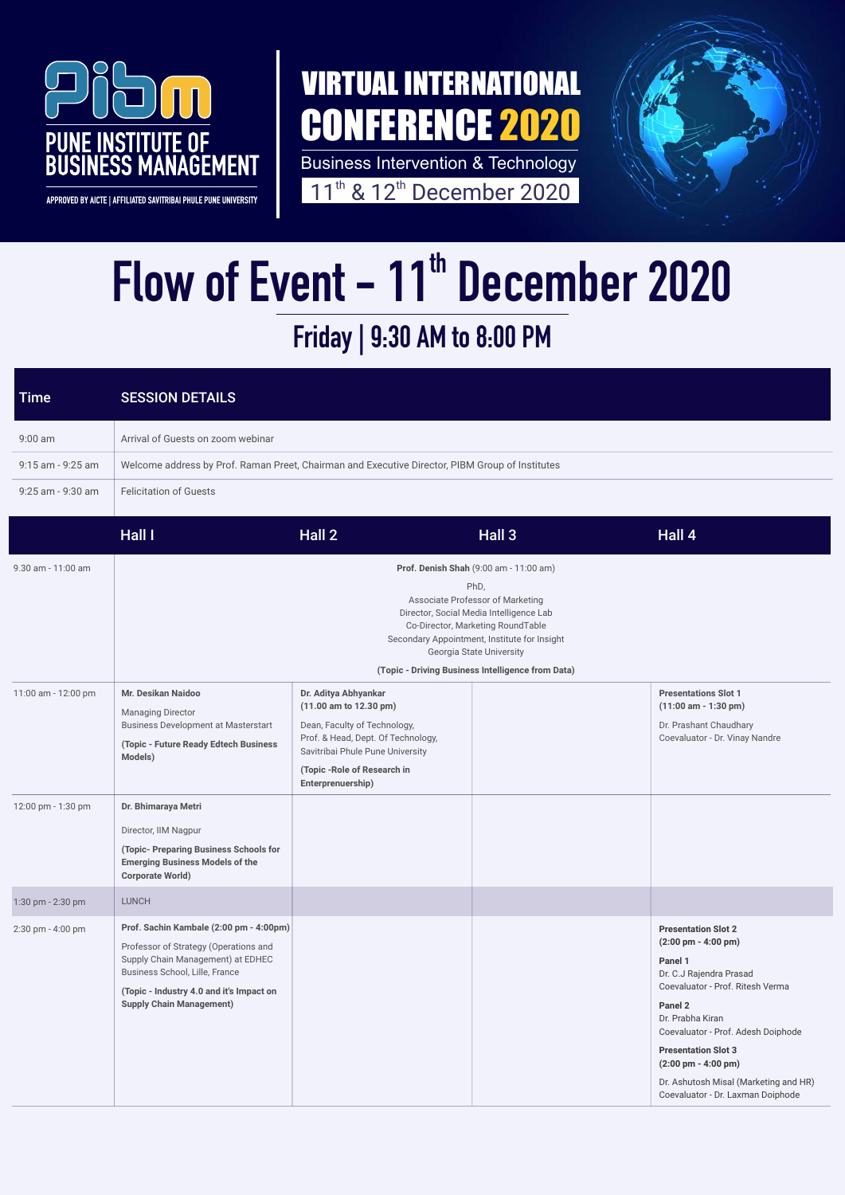PUNE INSTITUTE OF BUSINESS MANAGEMENT

APPROVED BY AICTE | AFFILIATED SAVITRIBAI PHULE PUNE UNIVERSITY

# VIRTUAL INTERNATIONAL CONFERENCE 2020

Business Intervention & Technology

11th & 12th December 2020

# Flow of Event - 11th December 2020

## Friday | 9:30 AM to 8:00 PM

| Time | SESSION DETAILS |
|---|---|
| 9:00 am | Arrival of Guests on zoom webinar |
| 9:15 am - 9:25 am | Welcome address by Prof. Raman Preet, Chairman and Executive Director, PIBM Group of Institutes |
| 9:25 am - 9:30 am | Felicitation of Guests |

| | Hall I | Hall 2 | Hall 3 | Hall 4 |
|---|---|---|---|---|
| 9.30 am - 11:00 am | **Prof. Denish Shah** (9:00 am - 11:00 am)<br>PhD,<br>Associate Professor of Marketing<br>Director, Social Media Intelligence Lab<br>Co-Director, Marketing RoundTable<br>Secondary Appointment, Institute for Insight<br>Georgia State University<br>**(Topic - Driving Business Intelligence from Data)** | | | |
| 11:00 am - 12:00 pm | **Mr. Desikan Naidoo**<br>Managing Director<br>Business Development at Masterstart<br>**(Topic - Future Ready Edtech Business Models)** | **Dr. Aditya Abhyankar**<br>**(11.00 am to 12.30 pm)**<br>Dean, Faculty of Technology,<br>Prof. & Head, Dept. Of Technology,<br>Savitribai Phule Pune University<br>**(Topic -Role of Research in Enterprenuership)** | | **Presentations Slot 1**<br>**(11:00 am - 1:30 pm)**<br>Dr. Prashant Chaudhary<br>Coevaluator - Dr. Vinay Nandre |
| 12:00 pm - 1:30 pm | **Dr. Bhimaraya Metri**<br>Director, IIM Nagpur<br>**(Topic- Preparing Business Schools for Emerging Business Models of the Corporate World)** | | | |
| 1:30 pm - 2:30 pm | LUNCH | | | |
| 2:30 pm - 4:00 pm | **Prof. Sachin Kambale (2:00 pm - 4:00pm)**<br>Professor of Strategy (Operations and Supply Chain Management) at EDHEC Business School, Lille, France<br>**(Topic - Industry 4.0 and it's Impact on Supply Chain Management)** | | | **Presentation Slot 2**<br>**(2:00 pm - 4:00 pm)**<br>**Panel 1**<br>Dr. C.J Rajendra Prasad<br>Coevaluator - Prof. Ritesh Verma<br>**Panel 2**<br>Dr. Prabha Kiran<br>Coevaluator - Prof. Adesh Doiphode<br>**Presentation Slot 3**<br>**(2:00 pm - 4:00 pm)**<br>Dr. Ashutosh Misal (Marketing and HR)<br>Coevaluator - Dr. Laxman Doiphode |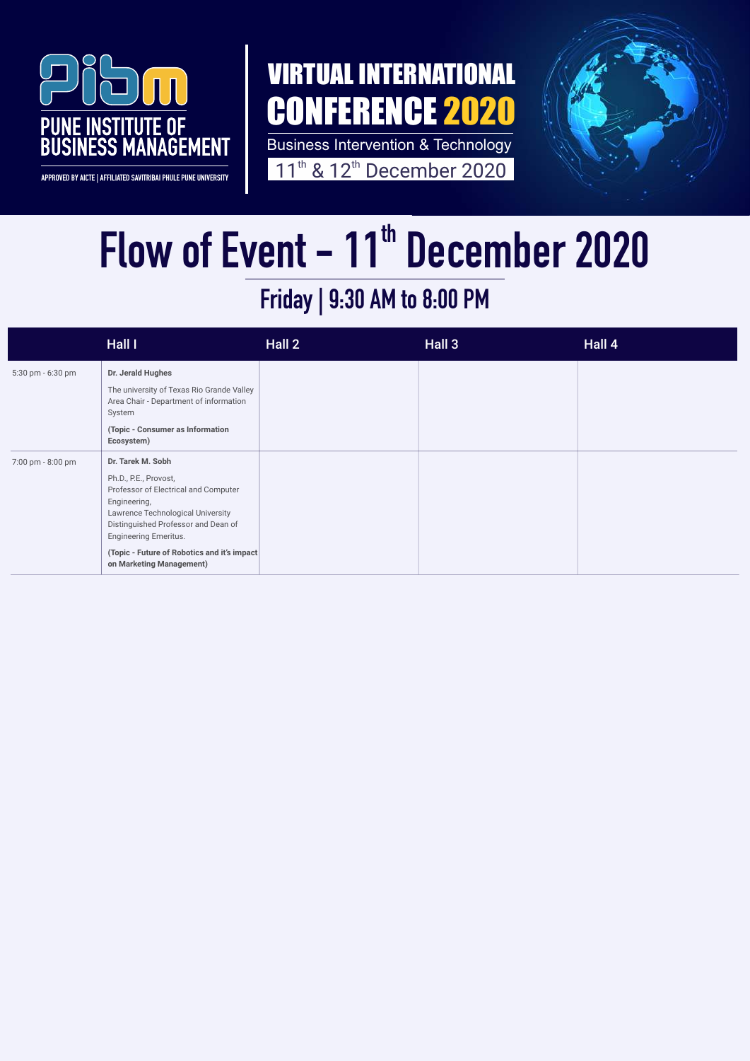PUNE INSTITUTE OF BUSINESS MANAGEMENT

APPROVED BY AICTE | AFFILIATED SAVITRIBAI PHULE PUNE UNIVERSITY

VIRTUAL INTERNATIONAL CONFERENCE 2020

Business Intervention & Technology

11th & 12th December 2020

# Flow of Event - 11th December 2020

## Friday | 9:30 AM to 8:00 PM

| | Hall I | Hall 2 | Hall 3 | Hall 4 |
|---|---|---|---|---|
| 5:30 pm - 6:30 pm | **Dr. Jerald Hughes**<br>The university of Texas Rio Grande Valley Area Chair - Department of information System<br>**(Topic - Consumer as Information Ecosystem)** | | | |
| 7:00 pm - 8:00 pm | **Dr. Tarek M. Sobh**<br>Ph.D., P.E., Provost,<br>Professor of Electrical and Computer Engineering,<br>Lawrence Technological University<br>Distinguished Professor and Dean of Engineering Emeritus.<br>**(Topic - Future of Robotics and it's impact on Marketing Management)** | | | |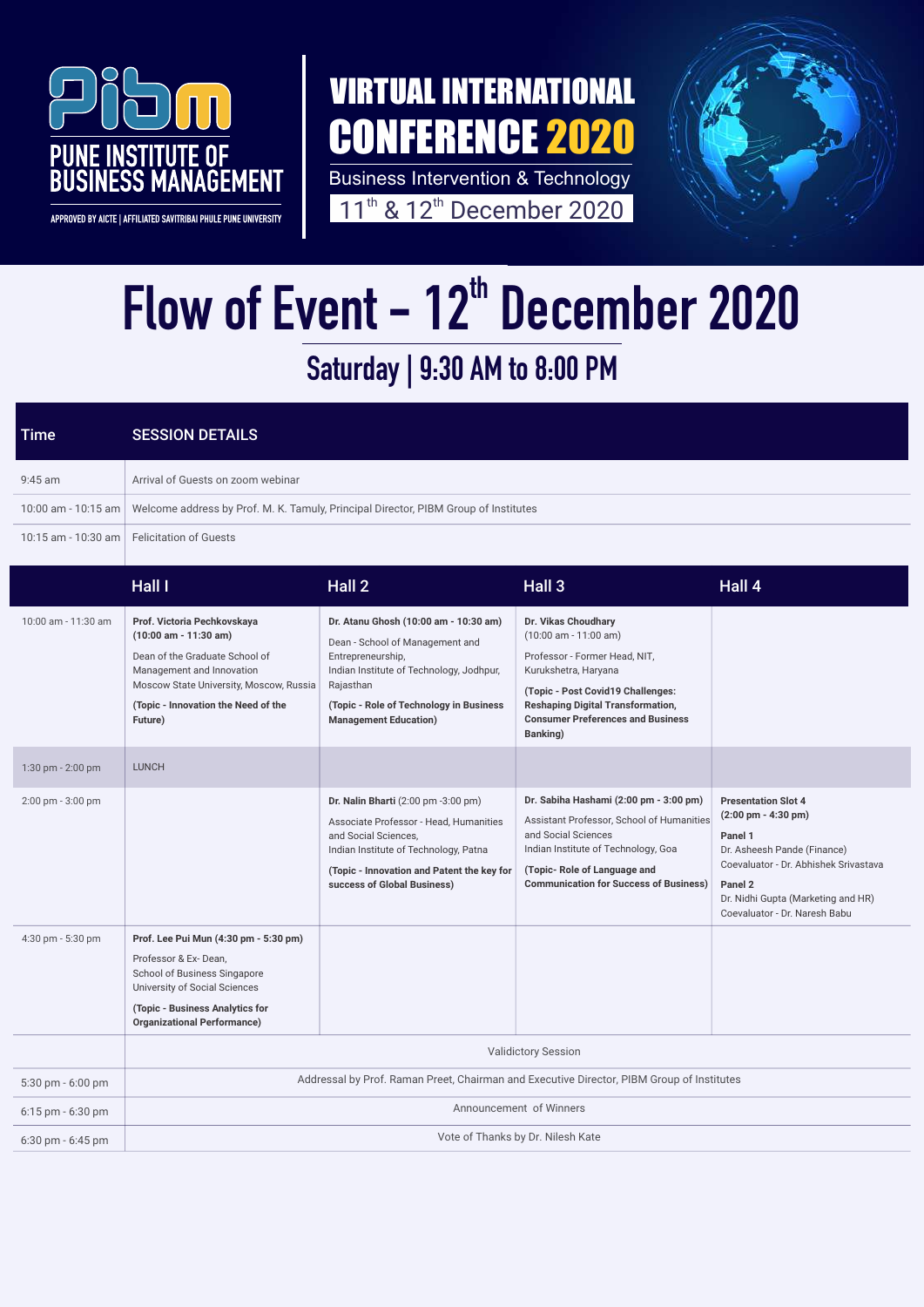PUNE INSTITUTE OF BUSINESS MANAGEMENT

APPROVED BY AICTE | AFFILIATED SAVITRIBAI PHULE PUNE UNIVERSITY

# VIRTUAL INTERNATIONAL CONFERENCE 2020

Business Intervention & Technology

11th & 12th December 2020

# Flow of Event – 12th December 2020

## Saturday | 9:30 AM to 8:00 PM

| Time | SESSION DETAILS |
|---|---|
| 9:45 am | Arrival of Guests on zoom webinar |
| 10:00 am - 10:15 am | Welcome address by Prof. M. K. Tamuly, Principal Director, PIBM Group of Institutes |
| 10:15 am - 10:30 am | Felicitation of Guests |

| | Hall I | Hall 2 | Hall 3 | Hall 4 |
|---|---|---|---|---|
| 10:00 am - 11:30 am | **Prof. Victoria Pechkovskaya (10:00 am - 11:30 am)** Dean of the Graduate School of Management and Innovation Moscow State University, Moscow, Russia **(Topic - Innovation the Need of the Future)** | **Dr. Atanu Ghosh (10:00 am - 10:30 am)** Dean - School of Management and Entrepreneurship, Indian Institute of Technology, Jodhpur, Rajasthan **(Topic - Role of Technology in Business Management Education)** | **Dr. Vikas Choudhary** (10:00 am - 11:00 am) Professor - Former Head, NIT, Kurukshetra, Haryana **(Topic - Post Covid19 Challenges: Reshaping Digital Transformation, Consumer Preferences and Business Banking)** | |
| 1:30 pm - 2:00 pm | LUNCH | | | |
| 2:00 pm - 3:00 pm | | **Dr. Nalin Bharti** (2:00 pm -3:00 pm) Associate Professor - Head, Humanities and Social Sciences, Indian Institute of Technology, Patna **(Topic - Innovation and Patent the key for success of Global Business)** | **Dr. Sabiha Hashami (2:00 pm - 3:00 pm)** Assistant Professor, School of Humanities and Social Sciences Indian Institute of Technology, Goa **(Topic- Role of Language and Communication for Success of Business)** | **Presentation Slot 4 (2:00 pm - 4:30 pm)** **Panel 1** Dr. Asheesh Pande (Finance) Coevaluator - Dr. Abhishek Srivastava **Panel 2** Dr. Nidhi Gupta (Marketing and HR) Coevaluator - Dr. Naresh Babu |
| 4:30 pm - 5:30 pm | **Prof. Lee Pui Mun (4:30 pm - 5:30 pm)** Professor & Ex- Dean, School of Business Singapore University of Social Sciences **(Topic - Business Analytics for Organizational Performance)** | | | |
| | Validictory Session | | | |
| 5:30 pm - 6:00 pm | Addressal by Prof. Raman Preet, Chairman and Executive Director, PIBM Group of Institutes | | | |
| 6:15 pm - 6:30 pm | Announcement of Winners | | | |
| 6:30 pm - 6:45 pm | Vote of Thanks by Dr. Nilesh Kate | | | |